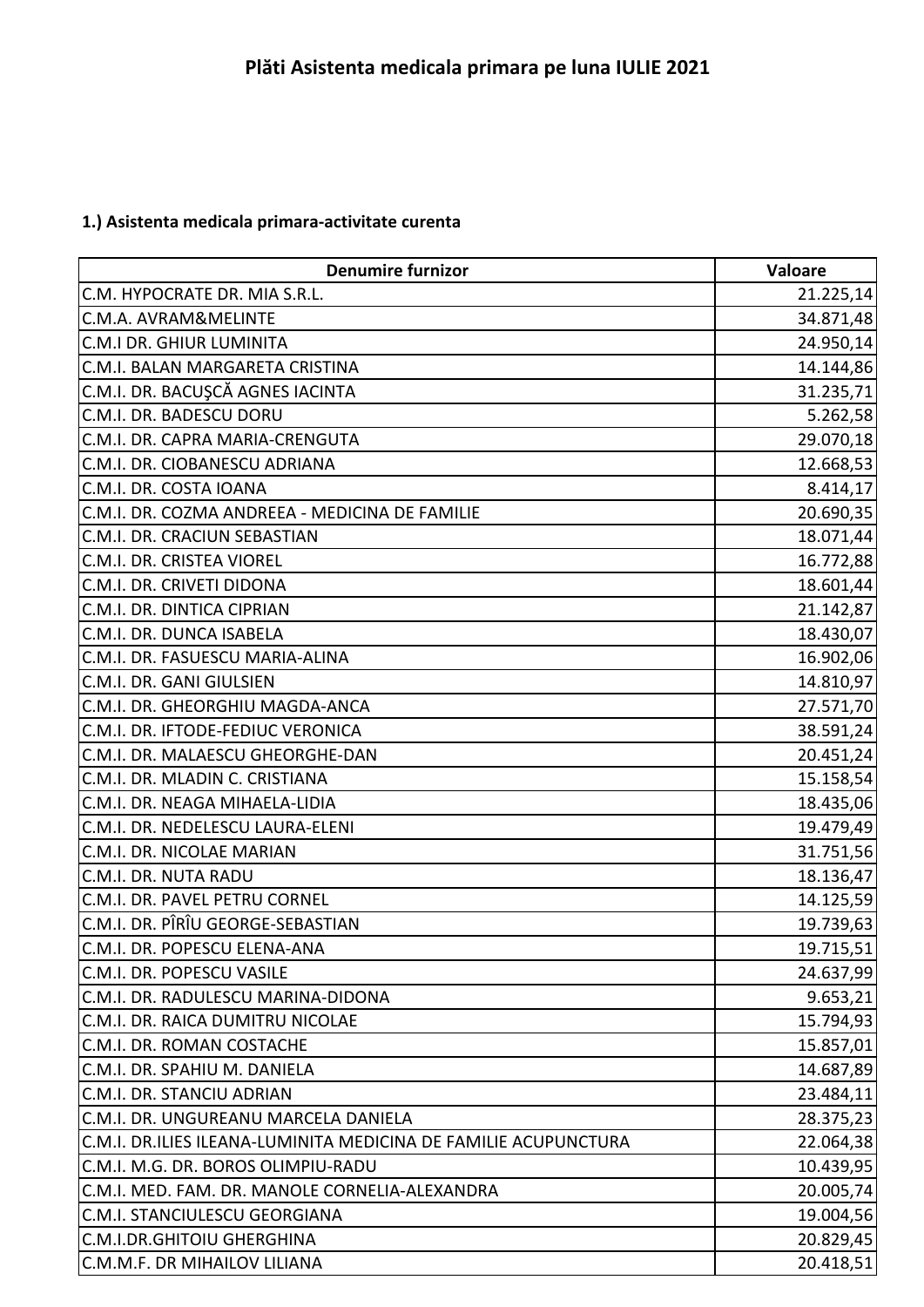# Plăti Asistenta medicala primara pe luna IULIE 2021

**1.) Asistenta medicala primara-activitate curenta**

| Denumire furnizor | Valoare |
|---|---:|
| C.M. HYPOCRATE DR. MIA S.R.L. | 21.225,14 |
| C.M.A. AVRAM&MELINTE | 34.871,48 |
| C.M.I DR. GHIUR LUMINITA | 24.950,14 |
| C.M.I. BALAN MARGARETA CRISTINA | 14.144,86 |
| C.M.I. DR. BACUŞCĂ AGNES IACINTA | 31.235,71 |
| C.M.I. DR. BADESCU DORU | 5.262,58 |
| C.M.I. DR. CAPRA MARIA-CRENGUTA | 29.070,18 |
| C.M.I. DR. CIOBANESCU ADRIANA | 12.668,53 |
| C.M.I. DR. COSTA IOANA | 8.414,17 |
| C.M.I. DR. COZMA ANDREEA - MEDICINA DE FAMILIE | 20.690,35 |
| C.M.I. DR. CRACIUN SEBASTIAN | 18.071,44 |
| C.M.I. DR. CRISTEA VIOREL | 16.772,88 |
| C.M.I. DR. CRIVETI DIDONA | 18.601,44 |
| C.M.I. DR. DINTICA CIPRIAN | 21.142,87 |
| C.M.I. DR. DUNCA ISABELA | 18.430,07 |
| C.M.I. DR. FASUESCU MARIA-ALINA | 16.902,06 |
| C.M.I. DR. GANI GIULSIEN | 14.810,97 |
| C.M.I. DR. GHEORGHIU MAGDA-ANCA | 27.571,70 |
| C.M.I. DR. IFTODE-FEDIUC VERONICA | 38.591,24 |
| C.M.I. DR. MALAESCU GHEORGHE-DAN | 20.451,24 |
| C.M.I. DR. MLADIN C. CRISTIANA | 15.158,54 |
| C.M.I. DR. NEAGA MIHAELA-LIDIA | 18.435,06 |
| C.M.I. DR. NEDELESCU LAURA-ELENI | 19.479,49 |
| C.M.I. DR. NICOLAE MARIAN | 31.751,56 |
| C.M.I. DR. NUTA RADU | 18.136,47 |
| C.M.I. DR. PAVEL PETRU CORNEL | 14.125,59 |
| C.M.I. DR. PÎRÎU GEORGE-SEBASTIAN | 19.739,63 |
| C.M.I. DR. POPESCU ELENA-ANA | 19.715,51 |
| C.M.I. DR. POPESCU VASILE | 24.637,99 |
| C.M.I. DR. RADULESCU MARINA-DIDONA | 9.653,21 |
| C.M.I. DR. RAICA DUMITRU NICOLAE | 15.794,93 |
| C.M.I. DR. ROMAN COSTACHE | 15.857,01 |
| C.M.I. DR. SPAHIU M. DANIELA | 14.687,89 |
| C.M.I. DR. STANCIU ADRIAN | 23.484,11 |
| C.M.I. DR. UNGUREANU MARCELA DANIELA | 28.375,23 |
| C.M.I. DR.ILIES ILEANA-LUMINITA MEDICINA DE FAMILIE ACUPUNCTURA | 22.064,38 |
| C.M.I. M.G. DR. BOROS OLIMPIU-RADU | 10.439,95 |
| C.M.I. MED. FAM. DR. MANOLE CORNELIA-ALEXANDRA | 20.005,74 |
| C.M.I. STANCIULESCU GEORGIANA | 19.004,56 |
| C.M.I.DR.GHITOIU GHERGHINA | 20.829,45 |
| C.M.M.F. DR MIHAILOV LILIANA | 20.418,51 |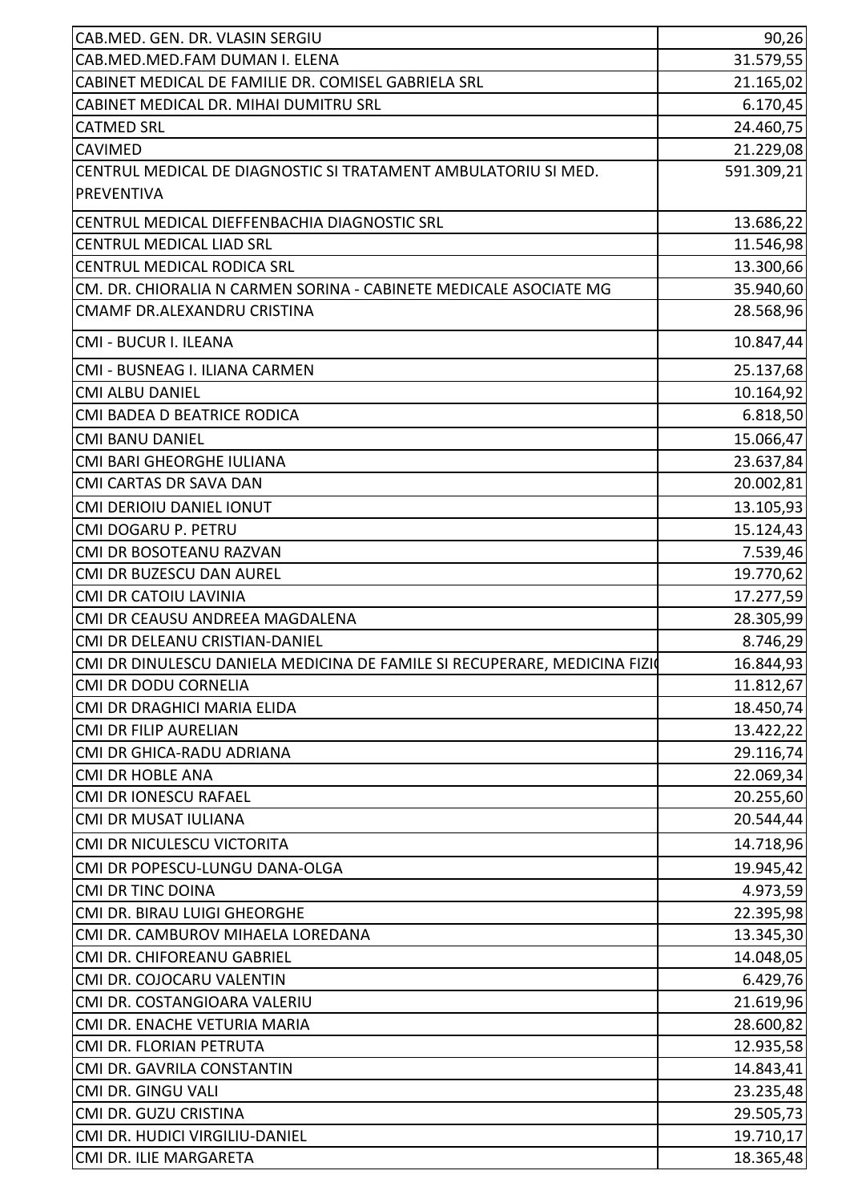| | |
|---|---|
| CAB.MED. GEN. DR. VLASIN SERGIU | 90,26 |
| CAB.MED.MED.FAM DUMAN I. ELENA | 31.579,55 |
| CABINET MEDICAL DE FAMILIE DR. COMISEL GABRIELA SRL | 21.165,02 |
| CABINET MEDICAL DR. MIHAI DUMITRU SRL | 6.170,45 |
| CATMED SRL | 24.460,75 |
| CAVIMED | 21.229,08 |
| CENTRUL MEDICAL DE DIAGNOSTIC SI TRATAMENT AMBULATORIU SI MED. PREVENTIVA | 591.309,21 |
| CENTRUL MEDICAL DIEFFENBACHIA DIAGNOSTIC SRL | 13.686,22 |
| CENTRUL MEDICAL LIAD SRL | 11.546,98 |
| CENTRUL MEDICAL RODICA SRL | 13.300,66 |
| CM. DR. CHIORALIA N CARMEN SORINA - CABINETE MEDICALE ASOCIATE MG | 35.940,60 |
| CMAMF DR.ALEXANDRU CRISTINA | 28.568,96 |
| CMI - BUCUR I. ILEANA | 10.847,44 |
| CMI - BUSNEAG I. ILIANA CARMEN | 25.137,68 |
| CMI ALBU DANIEL | 10.164,92 |
| CMI BADEA D BEATRICE RODICA | 6.818,50 |
| CMI BANU DANIEL | 15.066,47 |
| CMI BARI GHEORGHE IULIANA | 23.637,84 |
| CMI CARTAS DR SAVA DAN | 20.002,81 |
| CMI DERIOIU DANIEL IONUT | 13.105,93 |
| CMI DOGARU P. PETRU | 15.124,43 |
| CMI DR BOSOTEANU RAZVAN | 7.539,46 |
| CMI DR BUZESCU DAN AUREL | 19.770,62 |
| CMI DR CATOIU LAVINIA | 17.277,59 |
| CMI DR CEAUSU ANDREEA MAGDALENA | 28.305,99 |
| CMI DR DELEANU CRISTIAN-DANIEL | 8.746,29 |
| CMI DR DINULESCU DANIELA MEDICINA DE FAMILE SI RECUPERARE, MEDICINA FIZI | 16.844,93 |
| CMI DR DODU CORNELIA | 11.812,67 |
| CMI DR DRAGHICI MARIA ELIDA | 18.450,74 |
| CMI DR FILIP AURELIAN | 13.422,22 |
| CMI DR GHICA-RADU ADRIANA | 29.116,74 |
| CMI DR HOBLE ANA | 22.069,34 |
| CMI DR IONESCU RAFAEL | 20.255,60 |
| CMI DR MUSAT IULIANA | 20.544,44 |
| CMI DR NICULESCU VICTORITA | 14.718,96 |
| CMI DR POPESCU-LUNGU DANA-OLGA | 19.945,42 |
| CMI DR TINC DOINA | 4.973,59 |
| CMI DR. BIRAU LUIGI GHEORGHE | 22.395,98 |
| CMI DR. CAMBUROV MIHAELA LOREDANA | 13.345,30 |
| CMI DR. CHIFOREANU GABRIEL | 14.048,05 |
| CMI DR. COJOCARU VALENTIN | 6.429,76 |
| CMI DR. COSTANGIOARA VALERIU | 21.619,96 |
| CMI DR. ENACHE VETURIA MARIA | 28.600,82 |
| CMI DR. FLORIAN PETRUTA | 12.935,58 |
| CMI DR. GAVRILA CONSTANTIN | 14.843,41 |
| CMI DR. GINGU VALI | 23.235,48 |
| CMI DR. GUZU CRISTINA | 29.505,73 |
| CMI DR. HUDICI VIRGILIU-DANIEL | 19.710,17 |
| CMI DR. ILIE MARGARETA | 18.365,48 |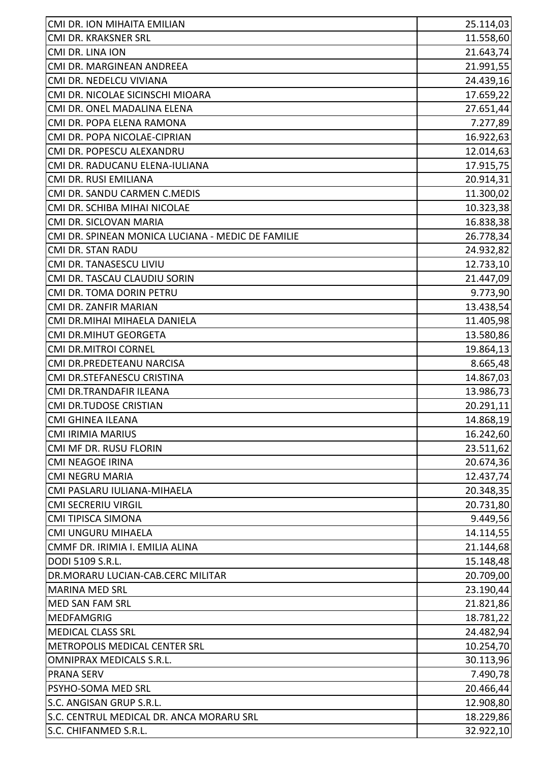| | |
|---|---|
| CMI DR. ION MIHAITA EMILIAN | 25.114,03 |
| CMI DR. KRAKSNER SRL | 11.558,60 |
| CMI DR. LINA ION | 21.643,74 |
| CMI DR. MARGINEAN ANDREEA | 21.991,55 |
| CMI DR. NEDELCU VIVIANA | 24.439,16 |
| CMI DR. NICOLAE SICINSCHI MIOARA | 17.659,22 |
| CMI DR. ONEL MADALINA ELENA | 27.651,44 |
| CMI DR. POPA ELENA RAMONA | 7.277,89 |
| CMI DR. POPA NICOLAE-CIPRIAN | 16.922,63 |
| CMI DR. POPESCU ALEXANDRU | 12.014,63 |
| CMI DR. RADUCANU ELENA-IULIANA | 17.915,75 |
| CMI DR. RUSI EMILIANA | 20.914,31 |
| CMI DR. SANDU CARMEN C.MEDIS | 11.300,02 |
| CMI DR. SCHIBA MIHAI NICOLAE | 10.323,38 |
| CMI DR. SICLOVAN MARIA | 16.838,38 |
| CMI DR. SPINEAN MONICA LUCIANA - MEDIC DE FAMILIE | 26.778,34 |
| CMI DR. STAN RADU | 24.932,82 |
| CMI DR. TANASESCU LIVIU | 12.733,10 |
| CMI DR. TASCAU CLAUDIU SORIN | 21.447,09 |
| CMI DR. TOMA DORIN PETRU | 9.773,90 |
| CMI DR. ZANFIR MARIAN | 13.438,54 |
| CMI DR.MIHAI MIHAELA DANIELA | 11.405,98 |
| CMI DR.MIHUT GEORGETA | 13.580,86 |
| CMI DR.MITROI CORNEL | 19.864,13 |
| CMI DR.PREDETEANU NARCISA | 8.665,48 |
| CMI DR.STEFANESCU CRISTINA | 14.867,03 |
| CMI DR.TRANDAFIR ILEANA | 13.986,73 |
| CMI DR.TUDOSE CRISTIAN | 20.291,11 |
| CMI GHINEA ILEANA | 14.868,19 |
| CMI IRIMIA MARIUS | 16.242,60 |
| CMI MF DR. RUSU FLORIN | 23.511,62 |
| CMI NEAGOE IRINA | 20.674,36 |
| CMI NEGRU MARIA | 12.437,74 |
| CMI PASLARU IULIANA-MIHAELA | 20.348,35 |
| CMI SECRERIU VIRGIL | 20.731,80 |
| CMI TIPISCA SIMONA | 9.449,56 |
| CMI UNGURU MIHAELA | 14.114,55 |
| CMMF DR. IRIMIA I. EMILIA ALINA | 21.144,68 |
| DODI 5109 S.R.L. | 15.148,48 |
| DR.MORARU LUCIAN-CAB.CERC MILITAR | 20.709,00 |
| MARINA MED SRL | 23.190,44 |
| MED SAN FAM SRL | 21.821,86 |
| MEDFAMGRIG | 18.781,22 |
| MEDICAL CLASS SRL | 24.482,94 |
| METROPOLIS MEDICAL CENTER SRL | 10.254,70 |
| OMNIPRAX MEDICALS S.R.L. | 30.113,96 |
| PRANA SERV | 7.490,78 |
| PSYHO-SOMA MED SRL | 20.466,44 |
| S.C. ANGISAN GRUP S.R.L. | 12.908,80 |
| S.C. CENTRUL MEDICAL DR. ANCA MORARU SRL | 18.229,86 |
| S.C. CHIFANMED S.R.L. | 32.922,10 |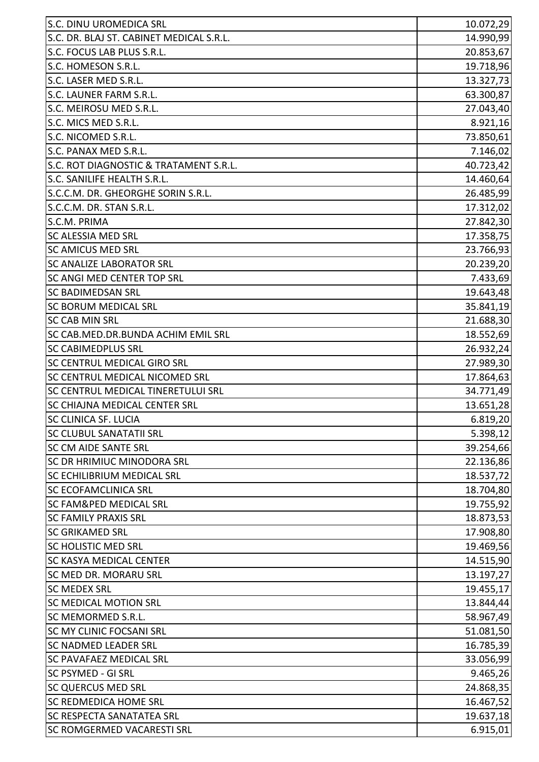| | |
|---|---:|
| S.C. DINU UROMEDICA SRL | 10.072,29 |
| S.C. DR. BLAJ ST. CABINET MEDICAL S.R.L. | 14.990,99 |
| S.C. FOCUS LAB PLUS S.R.L. | 20.853,67 |
| S.C. HOMESON S.R.L. | 19.718,96 |
| S.C. LASER MED S.R.L. | 13.327,73 |
| S.C. LAUNER FARM S.R.L. | 63.300,87 |
| S.C. MEIROSU MED S.R.L. | 27.043,40 |
| S.C. MICS MED S.R.L. | 8.921,16 |
| S.C. NICOMED S.R.L. | 73.850,61 |
| S.C. PANAX MED S.R.L. | 7.146,02 |
| S.C. ROT DIAGNOSTIC & TRATAMENT S.R.L. | 40.723,42 |
| S.C. SANILIFE HEALTH S.R.L. | 14.460,64 |
| S.C.C.M. DR. GHEORGHE SORIN S.R.L. | 26.485,99 |
| S.C.C.M. DR. STAN S.R.L. | 17.312,02 |
| S.C.M. PRIMA | 27.842,30 |
| SC ALESSIA MED SRL | 17.358,75 |
| SC AMICUS MED SRL | 23.766,93 |
| SC ANALIZE LABORATOR SRL | 20.239,20 |
| SC ANGI MED CENTER TOP SRL | 7.433,69 |
| SC BADIMEDSAN SRL | 19.643,48 |
| SC BORUM MEDICAL SRL | 35.841,19 |
| SC CAB MIN SRL | 21.688,30 |
| SC CAB.MED.DR.BUNDA ACHIM EMIL SRL | 18.552,69 |
| SC CABIMEDPLUS SRL | 26.932,24 |
| SC CENTRUL MEDICAL GIRO SRL | 27.989,30 |
| SC CENTRUL MEDICAL NICOMED SRL | 17.864,63 |
| SC CENTRUL MEDICAL TINERETULUI SRL | 34.771,49 |
| SC CHIAJNA MEDICAL CENTER SRL | 13.651,28 |
| SC CLINICA SF. LUCIA | 6.819,20 |
| SC CLUBUL SANATATII SRL | 5.398,12 |
| SC CM AIDE SANTE SRL | 39.254,66 |
| SC DR HRIMIUC MINODORA SRL | 22.136,86 |
| SC ECHILIBRIUM MEDICAL SRL | 18.537,72 |
| SC ECOFAMCLINICA SRL | 18.704,80 |
| SC FAM&PED MEDICAL SRL | 19.755,92 |
| SC FAMILY PRAXIS SRL | 18.873,53 |
| SC GRIKAMED SRL | 17.908,80 |
| SC HOLISTIC MED SRL | 19.469,56 |
| SC KASYA MEDICAL CENTER | 14.515,90 |
| SC MED DR. MORARU SRL | 13.197,27 |
| SC MEDEX SRL | 19.455,17 |
| SC MEDICAL MOTION SRL | 13.844,44 |
| SC MEMORMED S.R.L. | 58.967,49 |
| SC MY CLINIC FOCSANI SRL | 51.081,50 |
| SC NADMED LEADER SRL | 16.785,39 |
| SC PAVAFAEZ MEDICAL SRL | 33.056,99 |
| SC PSYMED - GI SRL | 9.465,26 |
| SC QUERCUS MED SRL | 24.868,35 |
| SC REDMEDICA HOME SRL | 16.467,52 |
| SC RESPECTA SANATATEA SRL | 19.637,18 |
| SC ROMGERMED VACARESTI SRL | 6.915,01 |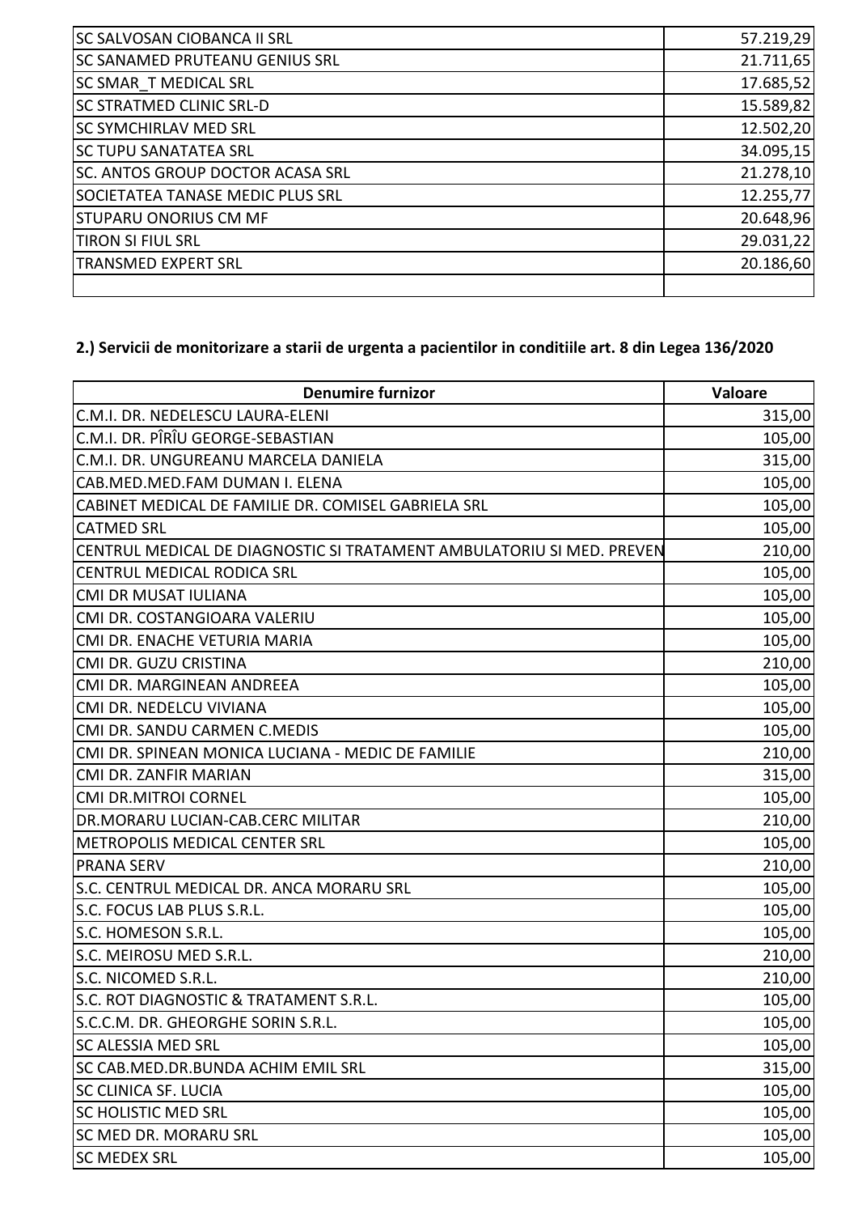| | |
|---|---|
| SC SALVOSAN CIOBANCA II SRL | 57.219,29 |
| SC SANAMED PRUTEANU GENIUS SRL | 21.711,65 |
| SC SMAR_T MEDICAL SRL | 17.685,52 |
| SC STRATMED CLINIC SRL-D | 15.589,82 |
| SC SYMCHIRLAV MED SRL | 12.502,20 |
| SC TUPU SANATATEA SRL | 34.095,15 |
| SC. ANTOS GROUP DOCTOR ACASA SRL | 21.278,10 |
| SOCIETATEA TANASE MEDIC PLUS SRL | 12.255,77 |
| STUPARU ONORIUS CM MF | 20.648,96 |
| TIRON SI FIUL SRL | 29.031,22 |
| TRANSMED EXPERT SRL | 20.186,60 |
| | |

**2.) Servicii de monitorizare a starii de urgenta a pacientilor in conditiile art. 8 din Legea 136/2020**

| Denumire furnizor | Valoare |
|---|---|
| C.M.I. DR. NEDELESCU LAURA-ELENI | 315,00 |
| C.M.I. DR. PÎRÎU GEORGE-SEBASTIAN | 105,00 |
| C.M.I. DR. UNGUREANU MARCELA DANIELA | 315,00 |
| CAB.MED.MED.FAM DUMAN I. ELENA | 105,00 |
| CABINET MEDICAL DE FAMILIE DR. COMISEL GABRIELA SRL | 105,00 |
| CATMED SRL | 105,00 |
| CENTRUL MEDICAL DE DIAGNOSTIC SI TRATAMENT AMBULATORIU SI MED. PREVEN | 210,00 |
| CENTRUL MEDICAL RODICA SRL | 105,00 |
| CMI DR MUSAT IULIANA | 105,00 |
| CMI DR. COSTANGIOARA VALERIU | 105,00 |
| CMI DR. ENACHE VETURIA MARIA | 105,00 |
| CMI DR. GUZU CRISTINA | 210,00 |
| CMI DR. MARGINEAN ANDREEA | 105,00 |
| CMI DR. NEDELCU VIVIANA | 105,00 |
| CMI DR. SANDU CARMEN C.MEDIS | 105,00 |
| CMI DR. SPINEAN MONICA LUCIANA - MEDIC DE FAMILIE | 210,00 |
| CMI DR. ZANFIR MARIAN | 315,00 |
| CMI DR.MITROI CORNEL | 105,00 |
| DR.MORARU LUCIAN-CAB.CERC MILITAR | 210,00 |
| METROPOLIS MEDICAL CENTER SRL | 105,00 |
| PRANA SERV | 210,00 |
| S.C. CENTRUL MEDICAL DR. ANCA MORARU SRL | 105,00 |
| S.C. FOCUS LAB PLUS S.R.L. | 105,00 |
| S.C. HOMESON S.R.L. | 105,00 |
| S.C. MEIROSU MED S.R.L. | 210,00 |
| S.C. NICOMED S.R.L. | 210,00 |
| S.C. ROT DIAGNOSTIC & TRATAMENT S.R.L. | 105,00 |
| S.C.C.M. DR. GHEORGHE SORIN S.R.L. | 105,00 |
| SC ALESSIA MED SRL | 105,00 |
| SC CAB.MED.DR.BUNDA ACHIM EMIL SRL | 315,00 |
| SC CLINICA SF. LUCIA | 105,00 |
| SC HOLISTIC MED SRL | 105,00 |
| SC MED DR. MORARU SRL | 105,00 |
| SC MEDEX SRL | 105,00 |